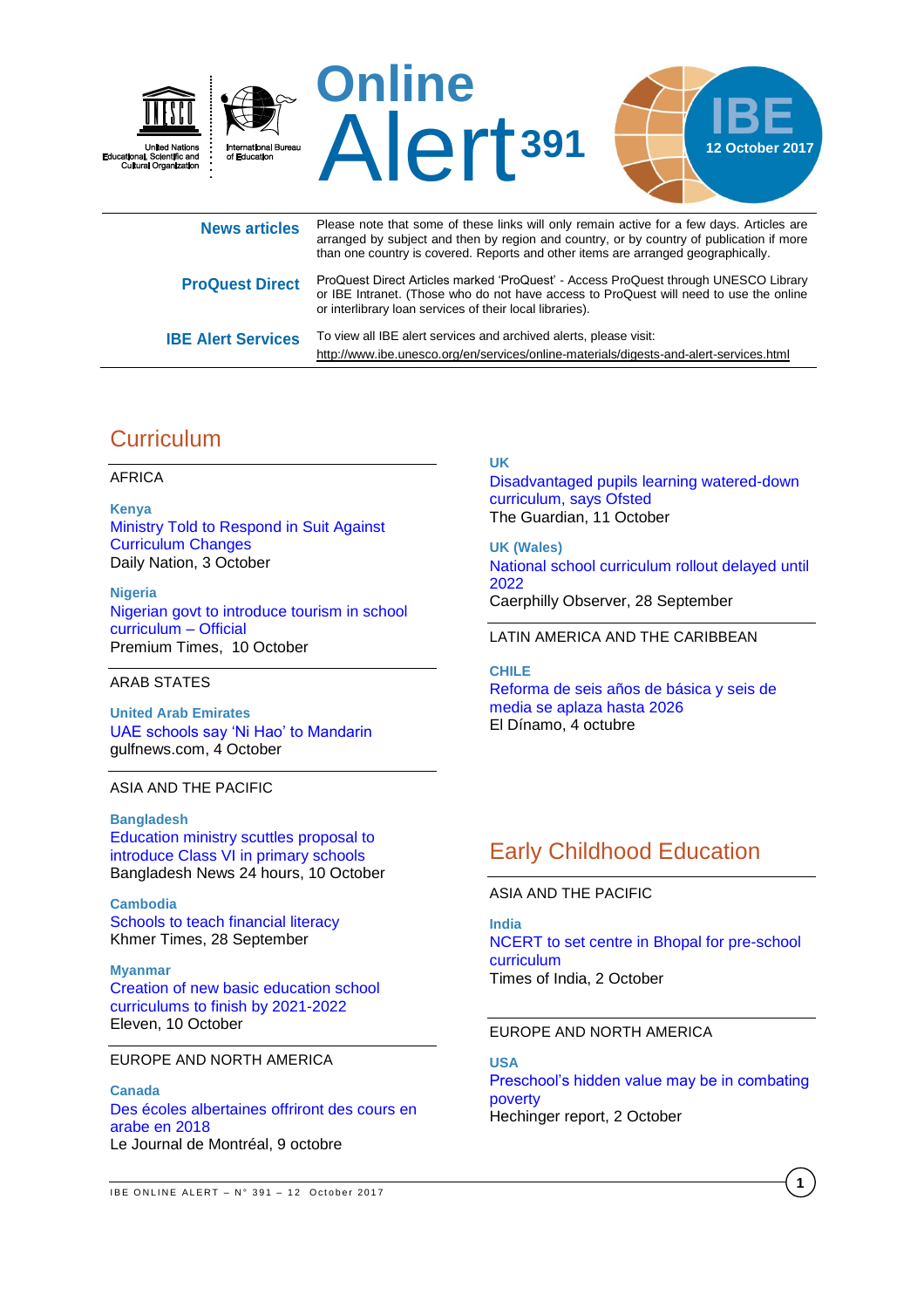United Nations Educational, Scientific and Cultural Organization

International Bureau of Education

# Online Alert 391

**IBE 12 October 2017**

| | |
|---|---|
| **News articles** | Please note that some of these links will only remain active for a few days. Articles are arranged by subject and then by region and country, or by country of publication if more than one country is covered. Reports and other items are arranged geographically. |
| **ProQuest Direct** | ProQuest Direct Articles marked 'ProQuest' - Access ProQuest through UNESCO Library or IBE Intranet. (Those who do not have access to ProQuest will need to use the online or interlibrary loan services of their local libraries). |
| **IBE Alert Services** | To view all IBE alert services and archived alerts, please visit: http://www.ibe.unesco.org/en/services/online-materials/digests-and-alert-services.html |

## Curriculum

AFRICA

**Kenya**
Ministry Told to Respond in Suit Against Curriculum Changes
Daily Nation, 3 October

**Nigeria**
Nigerian govt to introduce tourism in school curriculum – Official
Premium Times, 10 October

ARAB STATES

**United Arab Emirates**
UAE schools say 'Ni Hao' to Mandarin
gulfnews.com, 4 October

ASIA AND THE PACIFIC

**Bangladesh**
Education ministry scuttles proposal to introduce Class VI in primary schools
Bangladesh News 24 hours, 10 October

**Cambodia**
Schools to teach financial literacy
Khmer Times, 28 September

**Myanmar**
Creation of new basic education school curriculums to finish by 2021-2022
Eleven, 10 October

EUROPE AND NORTH AMERICA

**Canada**
Des écoles albertaines offriront des cours en arabe en 2018
Le Journal de Montréal, 9 octobre

**UK**
Disadvantaged pupils learning watered-down curriculum, says Ofsted
The Guardian, 11 October

**UK (Wales)**
National school curriculum rollout delayed until 2022
Caerphilly Observer, 28 September

LATIN AMERICA AND THE CARIBBEAN

**CHILE**
Reforma de seis años de básica y seis de media se aplaza hasta 2026
El Dínamo, 4 octubre

## Early Childhood Education

ASIA AND THE PACIFIC

**India**
NCERT to set centre in Bhopal for pre-school curriculum
Times of India, 2 October

EUROPE AND NORTH AMERICA

**USA**
Preschool's hidden value may be in combating poverty
Hechinger report, 2 October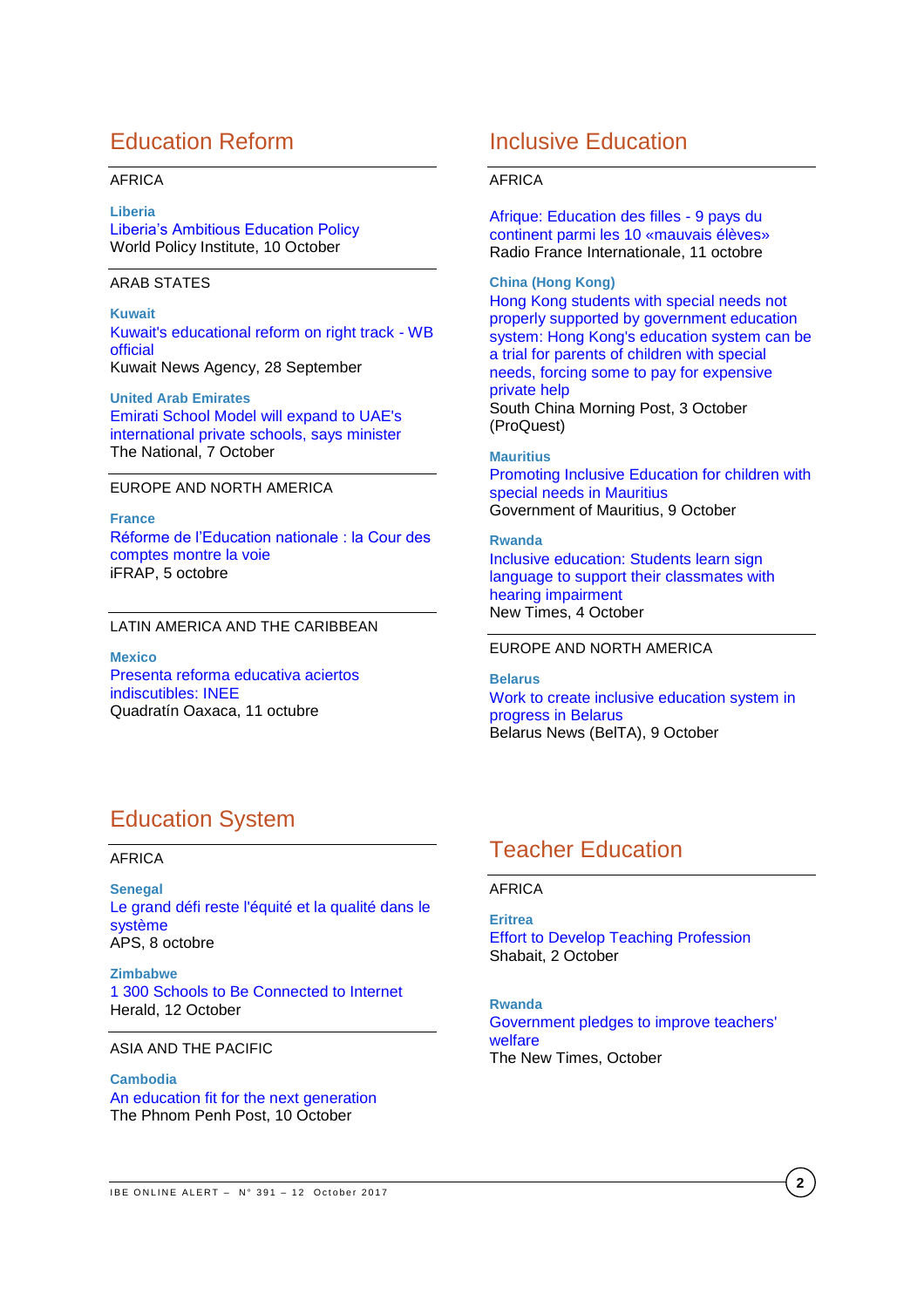## Education Reform

AFRICA

**Liberia**
Liberia's Ambitious Education Policy
World Policy Institute, 10 October

ARAB STATES

**Kuwait**
Kuwait's educational reform on right track - WB official
Kuwait News Agency, 28 September

**United Arab Emirates**
Emirati School Model will expand to UAE's international private schools, says minister
The National, 7 October

EUROPE AND NORTH AMERICA

**France**
Réforme de l'Education nationale : la Cour des comptes montre la voie
iFRAP, 5 octobre

LATIN AMERICA AND THE CARIBBEAN

**Mexico**
Presenta reforma educativa aciertos indiscutibles: INEE
Quadratín Oaxaca, 11 octubre

## Education System

AFRICA

**Senegal**
Le grand défi reste l'équité et la qualité dans le système
APS, 8 octobre

**Zimbabwe**
1 300 Schools to Be Connected to Internet
Herald, 12 October

ASIA AND THE PACIFIC

**Cambodia**
An education fit for the next generation
The Phnom Penh Post, 10 October

## Inclusive Education

AFRICA

Afrique: Education des filles - 9 pays du continent parmi les 10 «mauvais élèves»
Radio France Internationale, 11 octobre

**China (Hong Kong)**
Hong Kong students with special needs not properly supported by government education system: Hong Kong's education system can be a trial for parents of children with special needs, forcing some to pay for expensive private help
South China Morning Post, 3 October (ProQuest)

**Mauritius**
Promoting Inclusive Education for children with special needs in Mauritius
Government of Mauritius, 9 October

**Rwanda**
Inclusive education: Students learn sign language to support their classmates with hearing impairment
New Times, 4 October

EUROPE AND NORTH AMERICA

**Belarus**
Work to create inclusive education system in progress in Belarus
Belarus News (BelTA), 9 October

## Teacher Education

AFRICA

**Eritrea**
Effort to Develop Teaching Profession
Shabait, 2 October

**Rwanda**
Government pledges to improve teachers' welfare
The New Times, October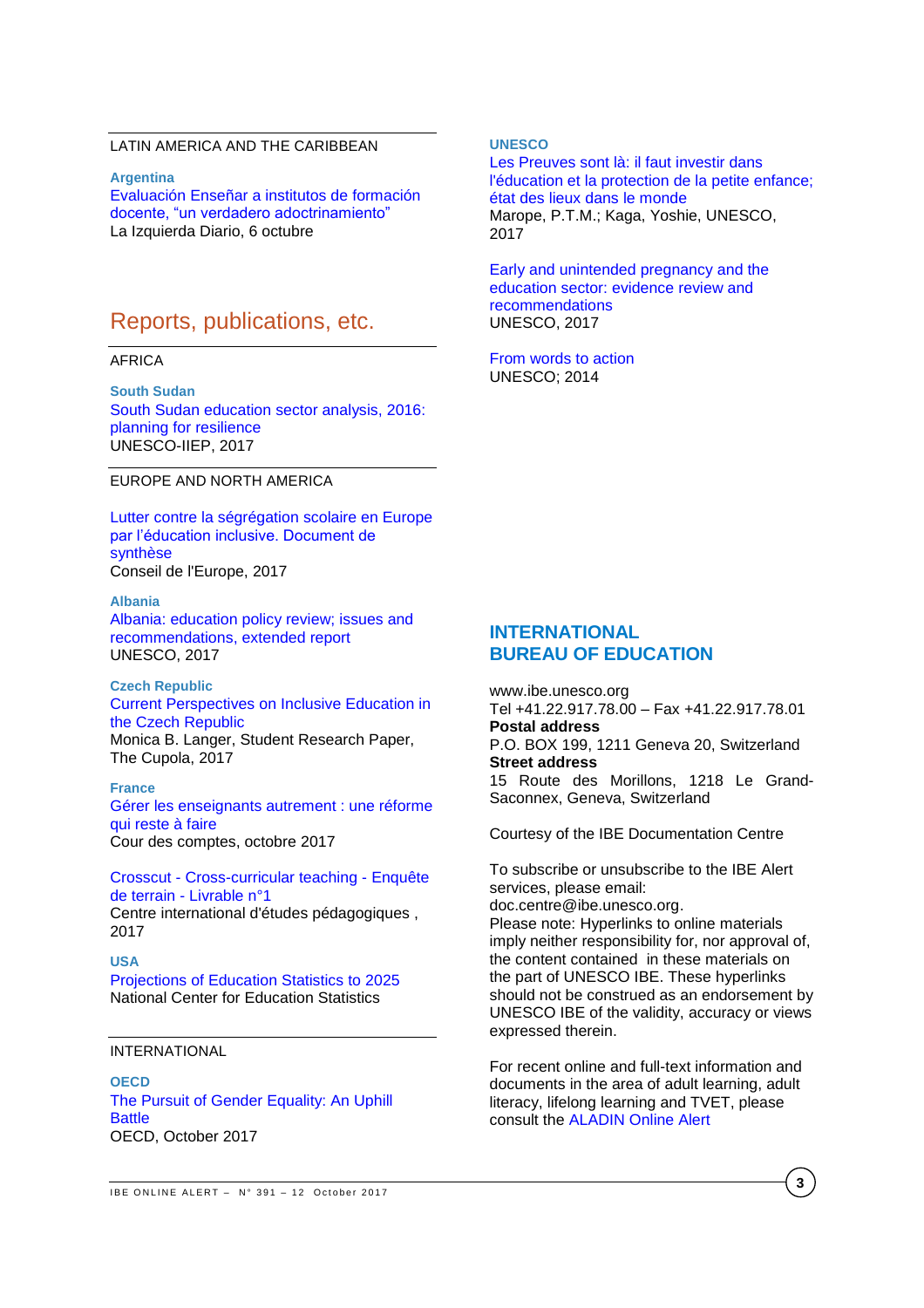LATIN AMERICA AND THE CARIBBEAN

**Argentina**
Evaluación Enseñar a institutos de formación docente, "un verdadero adoctrinamiento"
La Izquierda Diario, 6 octubre

## Reports, publications, etc.

AFRICA

**South Sudan**
South Sudan education sector analysis, 2016: planning for resilience
UNESCO-IIEP, 2017

EUROPE AND NORTH AMERICA

Lutter contre la ségrégation scolaire en Europe par l'éducation inclusive. Document de synthèse
Conseil de l'Europe, 2017

**Albania**
Albania: education policy review; issues and recommendations, extended report
UNESCO, 2017

**Czech Republic**
Current Perspectives on Inclusive Education in the Czech Republic
Monica B. Langer, Student Research Paper, The Cupola, 2017

**France**
Gérer les enseignants autrement : une réforme qui reste à faire
Cour des comptes, octobre 2017

Crosscut - Cross-curricular teaching - Enquête de terrain - Livrable n°1
Centre international d'études pédagogiques , 2017

**USA**
Projections of Education Statistics to 2025
National Center for Education Statistics

INTERNATIONAL

**OECD**
The Pursuit of Gender Equality: An Uphill Battle
OECD, October 2017

**UNESCO**
Les Preuves sont là: il faut investir dans l'éducation et la protection de la petite enfance; état des lieux dans le monde
Marope, P.T.M.; Kaga, Yoshie, UNESCO, 2017

Early and unintended pregnancy and the education sector: evidence review and recommendations
UNESCO, 2017

From words to action
UNESCO; 2014

## INTERNATIONAL BUREAU OF EDUCATION

www.ibe.unesco.org
Tel +41.22.917.78.00 – Fax +41.22.917.78.01
**Postal address**
P.O. BOX 199, 1211 Geneva 20, Switzerland
**Street address**
15 Route des Morillons, 1218 Le Grand-Saconnex, Geneva, Switzerland

Courtesy of the IBE Documentation Centre

To subscribe or unsubscribe to the IBE Alert services, please email: doc.centre@ibe.unesco.org.
Please note: Hyperlinks to online materials imply neither responsibility for, nor approval of, the content contained in these materials on the part of UNESCO IBE. These hyperlinks should not be construed as an endorsement by UNESCO IBE of the validity, accuracy or views expressed therein.

For recent online and full-text information and documents in the area of adult learning, adult literacy, lifelong learning and TVET, please consult the ALADIN Online Alert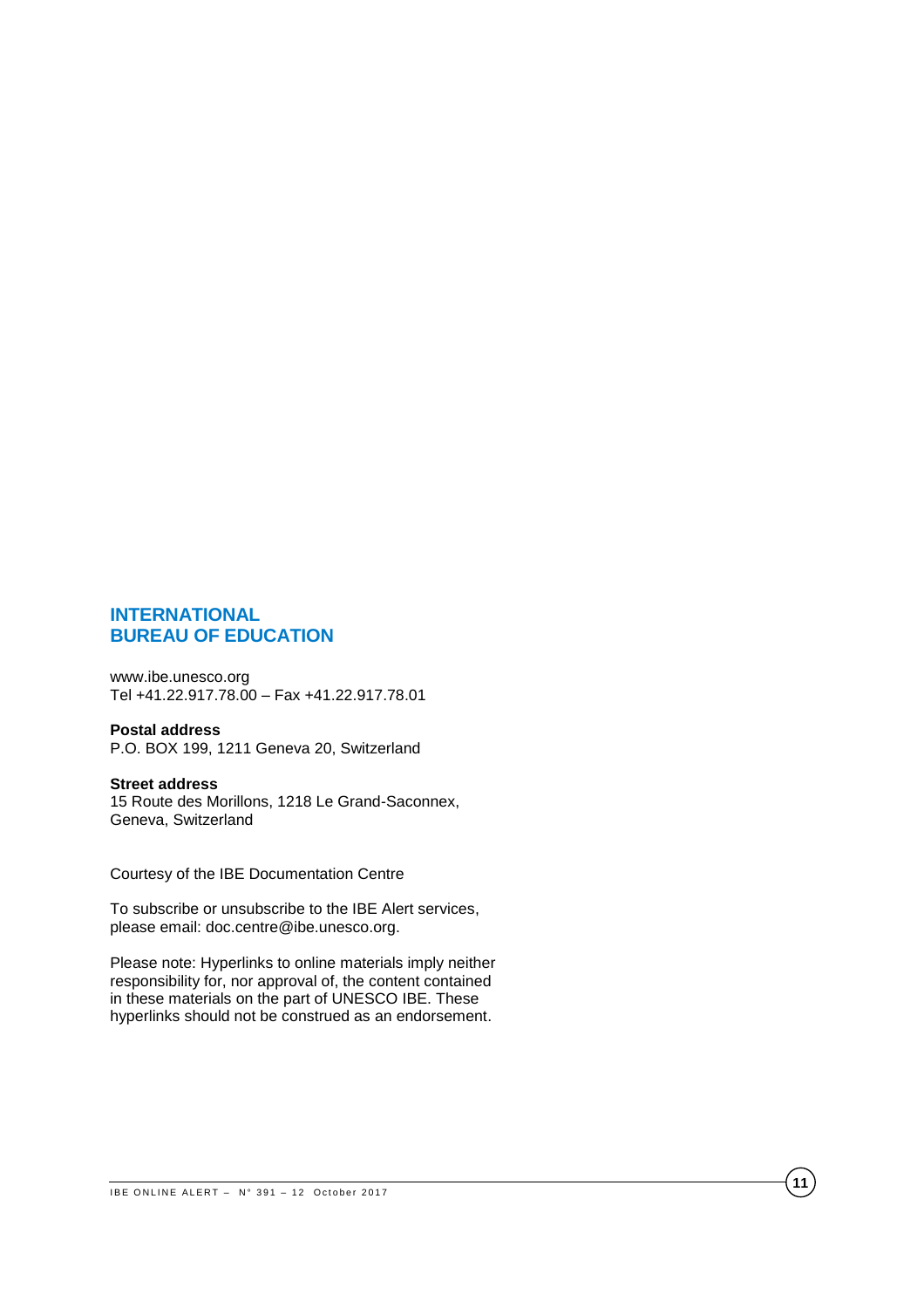## INTERNATIONAL BUREAU OF EDUCATION

www.ibe.unesco.org
Tel +41.22.917.78.00 – Fax +41.22.917.78.01

**Postal address**
P.O. BOX 199, 1211 Geneva 20, Switzerland

**Street address**
15 Route des Morillons, 1218 Le Grand-Saconnex, Geneva, Switzerland

Courtesy of the IBE Documentation Centre

To subscribe or unsubscribe to the IBE Alert services, please email: doc.centre@ibe.unesco.org.

Please note: Hyperlinks to online materials imply neither responsibility for, nor approval of, the content contained in these materials on the part of UNESCO IBE. These hyperlinks should not be construed as an endorsement.